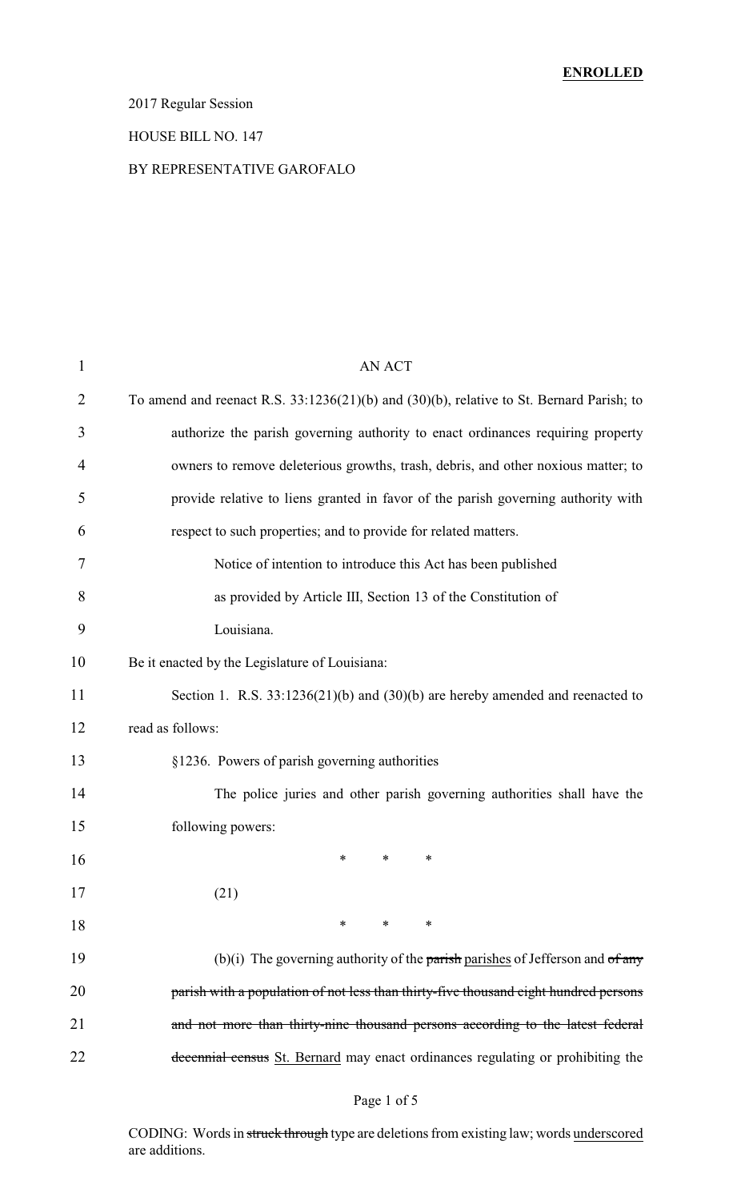**ENROLLED**

2017 Regular Session

HOUSE BILL NO. 147

BY REPRESENTATIVE GAROFALO

AN ACT

To amend and reenact R.S. 33:1236(21)(b) and (30)(b), relative to St. Bernard Parish; to authorize the parish governing authority to enact ordinances requiring property owners to remove deleterious growths, trash, debris, and other noxious matter; to provide relative to liens granted in favor of the parish governing authority with respect to such properties; and to provide for related matters.

Notice of intention to introduce this Act has been published as provided by Article III, Section 13 of the Constitution of Louisiana.

Be it enacted by the Legislature of Louisiana:

Section 1. R.S. 33:1236(21)(b) and (30)(b) are hereby amended and reenacted to read as follows:

§1236. Powers of parish governing authorities

The police juries and other parish governing authorities shall have the following powers:

\* \* \*

(21)

\* \* \*

(b)(i) The governing authority of the ~~parish~~ <u>parishes</u> of Jefferson and ~~of any parish with a population of not less than thirty-five thousand eight hundred persons and not more than thirty-nine thousand persons according to the latest federal decennial census~~ <u>St. Bernard</u> may enact ordinances regulating or prohibiting the

CODING: Words in ~~struck through~~ type are deletions from existing law; words <u>underscored</u> are additions.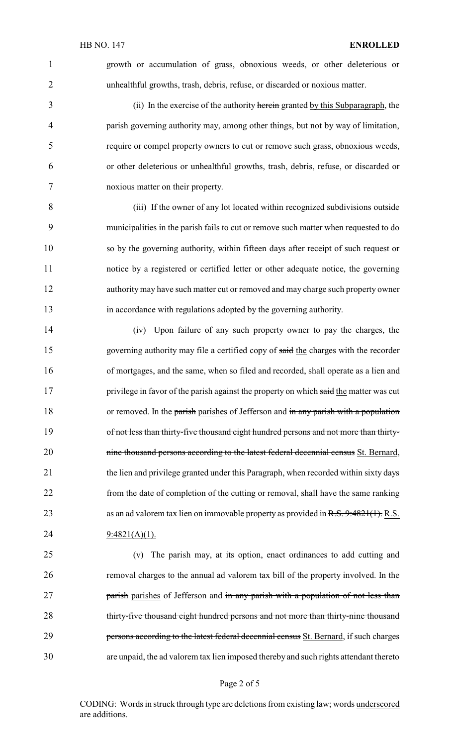growth or accumulation of grass, obnoxious weeds, or other deleterious or unhealthful growths, trash, debris, refuse, or discarded or noxious matter.

(ii) In the exercise of the authority ~~herein~~ granted by this Subparagraph, the parish governing authority may, among other things, but not by way of limitation, require or compel property owners to cut or remove such grass, obnoxious weeds, or other deleterious or unhealthful growths, trash, debris, refuse, or discarded or noxious matter on their property.

(iii) If the owner of any lot located within recognized subdivisions outside municipalities in the parish fails to cut or remove such matter when requested to do so by the governing authority, within fifteen days after receipt of such request or notice by a registered or certified letter or other adequate notice, the governing authority may have such matter cut or removed and may charge such property owner in accordance with regulations adopted by the governing authority.

(iv) Upon failure of any such property owner to pay the charges, the governing authority may file a certified copy of ~~said~~ the charges with the recorder of mortgages, and the same, when so filed and recorded, shall operate as a lien and privilege in favor of the parish against the property on which ~~said~~ the matter was cut or removed. In the ~~parish~~ parishes of Jefferson and ~~in any parish with a population of not less than thirty-five thousand eight hundred persons and not more than thirty-nine thousand persons according to the latest federal decennial census~~ St. Bernard, the lien and privilege granted under this Paragraph, when recorded within sixty days from the date of completion of the cutting or removal, shall have the same ranking as an ad valorem tax lien on immovable property as provided in ~~R.S. 9:4821(1).~~ R.S. 9:4821(A)(1).

(v) The parish may, at its option, enact ordinances to add cutting and removal charges to the annual ad valorem tax bill of the property involved. In the ~~parish~~ parishes of Jefferson and ~~in any parish with a population of not less than thirty-five thousand eight hundred persons and not more than thirty-nine thousand persons according to the latest federal decennial census~~ St. Bernard, if such charges are unpaid, the ad valorem tax lien imposed thereby and such rights attendant thereto

CODING: Words in ~~struck through~~ type are deletions from existing law; words underscored are additions.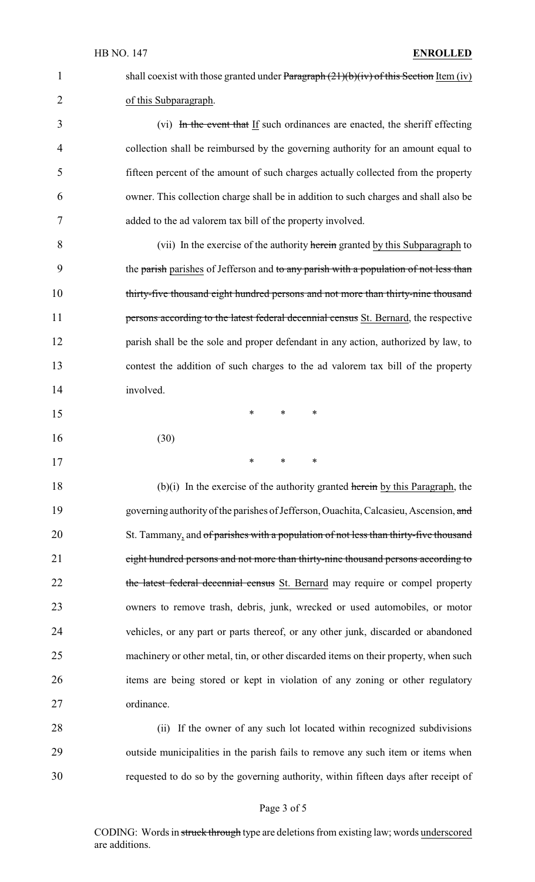shall coexist with those granted under ~~Paragraph (21)(b)(iv) of this Section~~ Item (iv) of this Subparagraph.

(vi) ~~In the event that~~ If such ordinances are enacted, the sheriff effecting collection shall be reimbursed by the governing authority for an amount equal to fifteen percent of the amount of such charges actually collected from the property owner. This collection charge shall be in addition to such charges and shall also be added to the ad valorem tax bill of the property involved.

(vii) In the exercise of the authority ~~herein~~ granted by this Subparagraph to the ~~parish~~ parishes of Jefferson and ~~to any parish with a population of not less than thirty-five thousand eight hundred persons and not more than thirty-nine thousand persons according to the latest federal decennial census~~ St. Bernard, the respective parish shall be the sole and proper defendant in any action, authorized by law, to contest the addition of such charges to the ad valorem tax bill of the property involved.

\* \* \*

(30)

\* \* \*

(b)(i) In the exercise of the authority granted ~~herein~~ by this Paragraph, the governing authority of the parishes of Jefferson, Ouachita, Calcasieu, Ascension, ~~and~~ St. Tammany, and ~~of parishes with a population of not less than thirty-five thousand eight hundred persons and not more than thirty-nine thousand persons according to the latest federal decennial census~~ St. Bernard may require or compel property owners to remove trash, debris, junk, wrecked or used automobiles, or motor vehicles, or any part or parts thereof, or any other junk, discarded or abandoned machinery or other metal, tin, or other discarded items on their property, when such items are being stored or kept in violation of any zoning or other regulatory ordinance.

(ii) If the owner of any such lot located within recognized subdivisions outside municipalities in the parish fails to remove any such item or items when requested to do so by the governing authority, within fifteen days after receipt of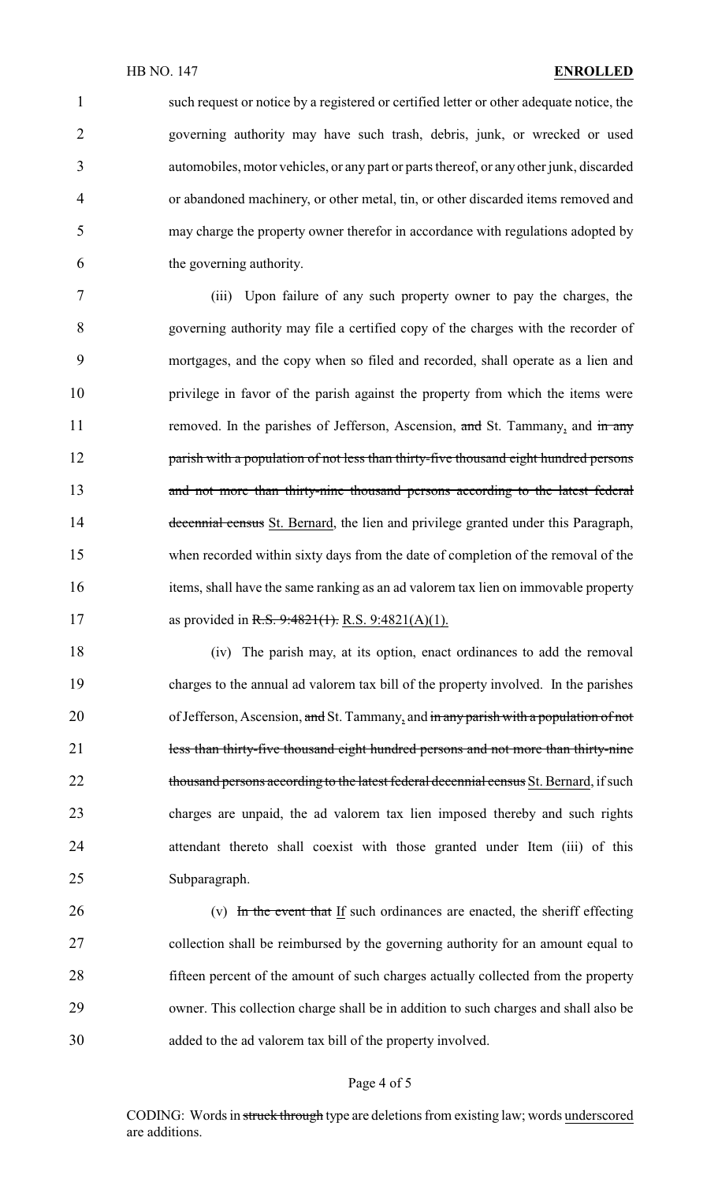such request or notice by a registered or certified letter or other adequate notice, the governing authority may have such trash, debris, junk, or wrecked or used automobiles, motor vehicles, or any part or parts thereof, or any other junk, discarded or abandoned machinery, or other metal, tin, or other discarded items removed and may charge the property owner therefor in accordance with regulations adopted by the governing authority.

(iii) Upon failure of any such property owner to pay the charges, the governing authority may file a certified copy of the charges with the recorder of mortgages, and the copy when so filed and recorded, shall operate as a lien and privilege in favor of the parish against the property from which the items were removed. In the parishes of Jefferson, Ascension, ~~and~~ St. Tammany, and ~~in any parish with a population of not less than thirty-five thousand eight hundred persons and not more than thirty-nine thousand persons according to the latest federal decennial census~~ St. Bernard, the lien and privilege granted under this Paragraph, when recorded within sixty days from the date of completion of the removal of the items, shall have the same ranking as an ad valorem tax lien on immovable property as provided in ~~R.S. 9:4821(1).~~ R.S. 9:4821(A)(1).

(iv) The parish may, at its option, enact ordinances to add the removal charges to the annual ad valorem tax bill of the property involved. In the parishes of Jefferson, Ascension, ~~and~~ St. Tammany, and ~~in any parish with a population of not less than thirty-five thousand eight hundred persons and not more than thirty-nine thousand persons according to the latest federal decennial census~~ St. Bernard, if such charges are unpaid, the ad valorem tax lien imposed thereby and such rights attendant thereto shall coexist with those granted under Item (iii) of this Subparagraph.

(v) ~~In the event that~~ If such ordinances are enacted, the sheriff effecting collection shall be reimbursed by the governing authority for an amount equal to fifteen percent of the amount of such charges actually collected from the property owner. This collection charge shall be in addition to such charges and shall also be added to the ad valorem tax bill of the property involved.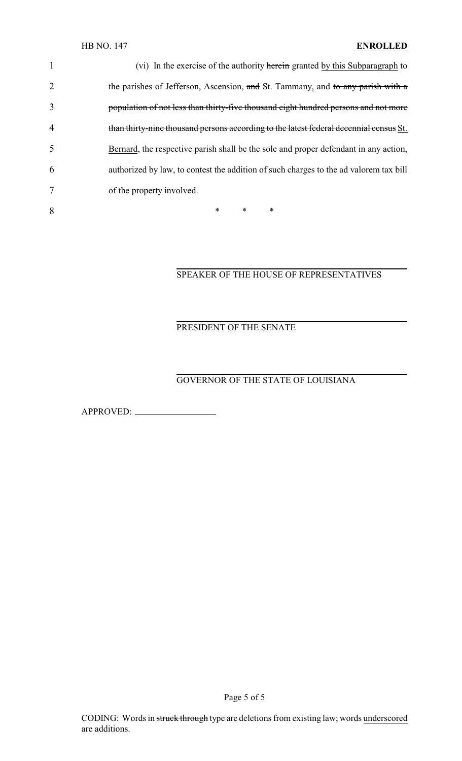(vi) In the exercise of the authority ~~herein~~ granted <u>by this Subparagraph</u> to the parishes of Jefferson, Ascension, ~~and~~ St. Tammany<u>,</u> and ~~to any parish with a population of not less than thirty-five thousand eight hundred persons and not more than thirty-nine thousand persons according to the latest federal decennial census~~ <u>St. Bernard</u>, the respective parish shall be the sole and proper defendant in any action, authorized by law, to contest the addition of such charges to the ad valorem tax bill of the property involved.

\* \* \*

SPEAKER OF THE HOUSE OF REPRESENTATIVES

PRESIDENT OF THE SENATE

GOVERNOR OF THE STATE OF LOUISIANA

APPROVED: ___________________

CODING: Words in ~~struck through~~ type are deletions from existing law; words <u>underscored</u> are additions.